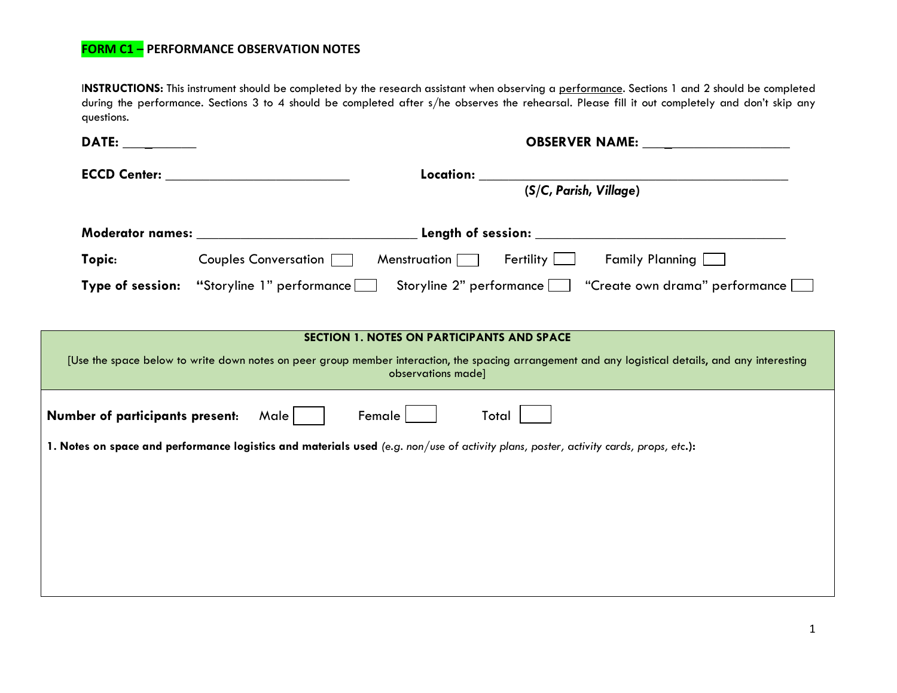## FORM C1 – PERFORMANCE OBSERVATION NOTES

I**NSTRUCTIONS:** This instrument should be completed by the research assistant when observing a performance. Sections 1 and 2 should be completed during the performance. Sections 3 to 4 should be completed after s/he observes the rehearsal. Please fill it out completely and don't skip any questions.

**DATE:** ___________ **OBSERVER NAME:** ____________________

**ECCD Center:** ___________________________ **Location:** ____________________________________________
***(S/C, Parish, Village)***

**Moderator names:** ________________________________ **Length of session:** ____________________________________

**Topic:** Couples Conversation ☐ Menstruation ☐ Fertility ☐ Family Planning ☐

**Type of session:** "Storyline 1" performance ☐ Storyline 2" performance ☐ "Create own drama" performance ☐

### SECTION 1. NOTES ON PARTICIPANTS AND SPACE

[Use the space below to write down notes on peer group member interaction, the spacing arrangement and any logistical details, and any interesting observations made]

**Number of participants present:** Male ☐ Female ☐ Total ☐

**1. Notes on space and performance logistics and materials used** *(e.g. non/use of activity plans, poster, activity cards, props, etc.)***:**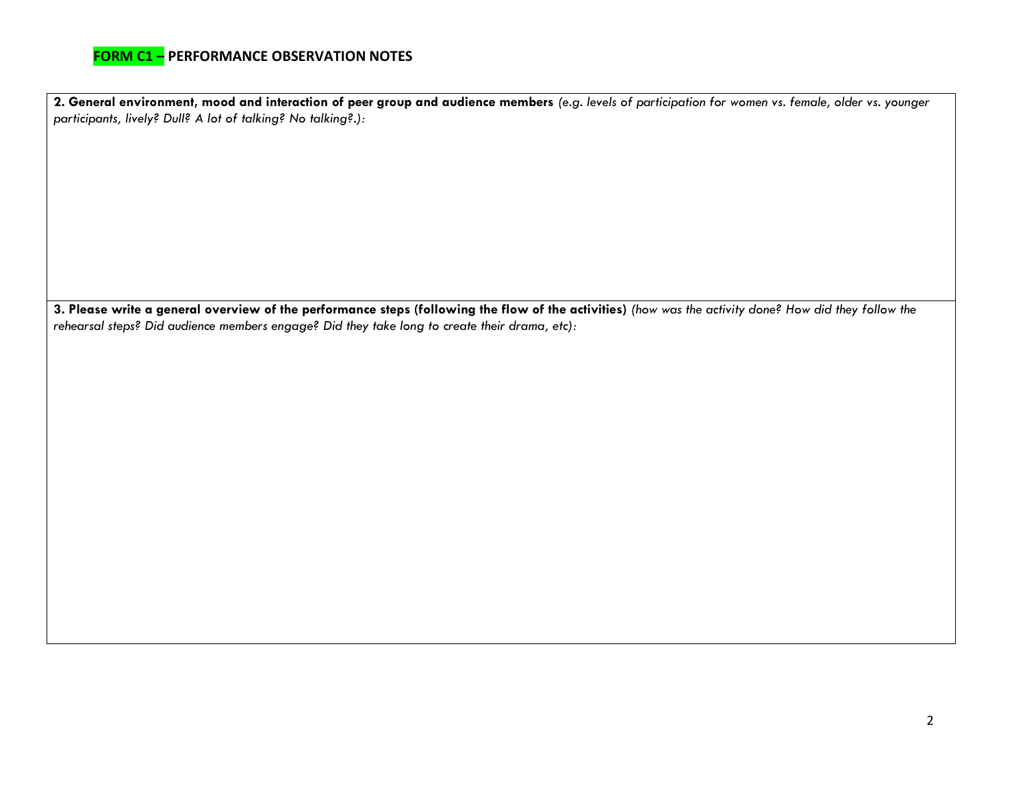## FORM C1 – PERFORMANCE OBSERVATION NOTES

| **2. General environment, mood and interaction of peer group and audience members** *(e.g. levels of participation for women vs. female, older vs. younger participants, lively? Dull? A lot of talking? No talking?.):* |
|---|
| |
| **3. Please write a general overview of the performance steps (following the flow of the activities)** *(how was the activity done? How did they follow the rehearsal steps? Did audience members engage? Did they take long to create their drama, etc):* |
| |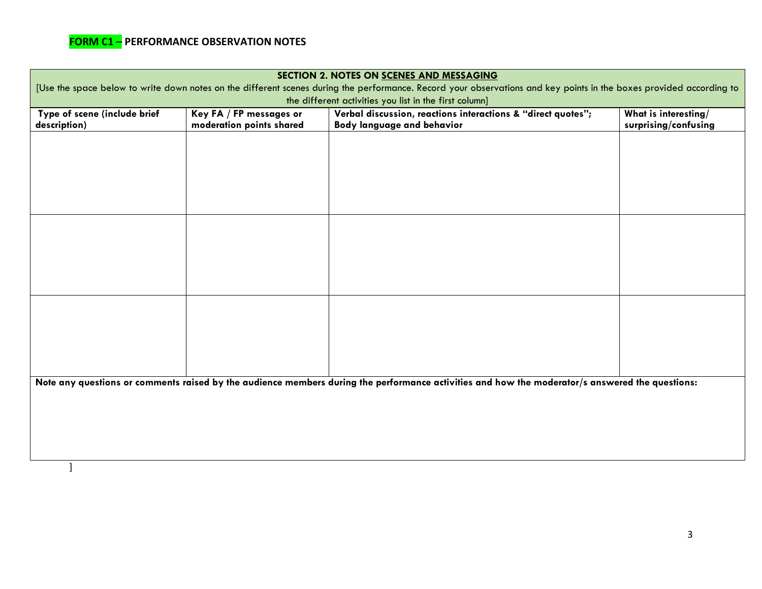**FORM C1 –** **PERFORMANCE OBSERVATION NOTES**

| **SECTION 2. NOTES ON SCENES AND MESSAGING** [Use the space below to write down notes on the different scenes during the performance. Record your observations and key points in the boxes provided according to the different activities you list in the first column] | | | |
|---|---|---|---|
| **Type of scene (include brief description)** | **Key FA / FP messages or moderation points shared** | **Verbal discussion, reactions interactions & "direct quotes"; Body language and behavior** | **What is interesting/ surprising/confusing** |
| | | | |
| | | | |
| | | | |
| **Note any questions or comments raised by the audience members during the performance activities and how the moderator/s answered the questions:** | | | |

]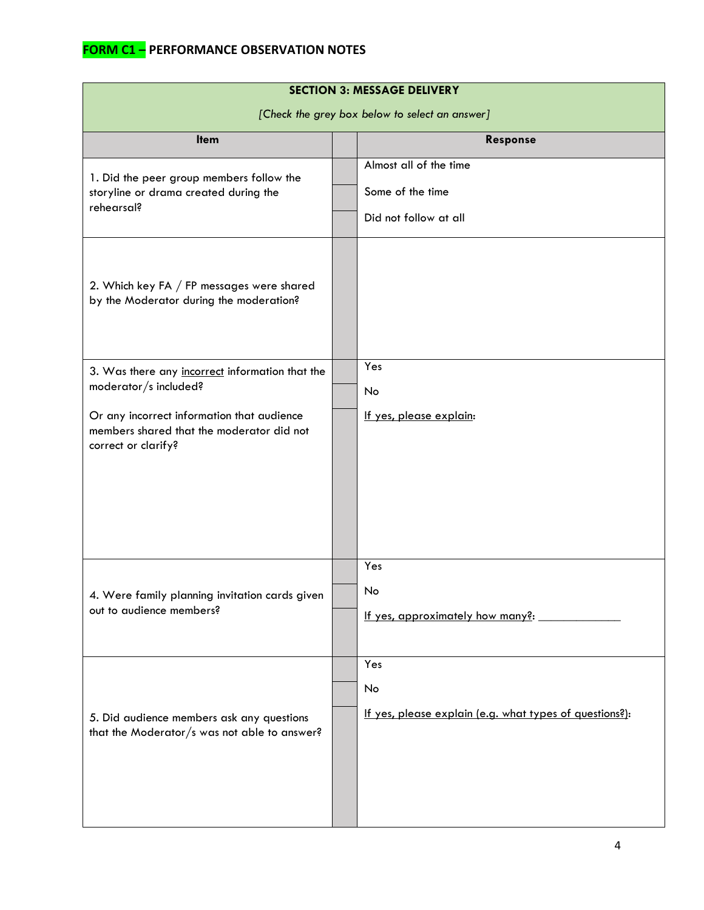## FORM C1 – PERFORMANCE OBSERVATION NOTES

| SECTION 3: MESSAGE DELIVERY *[Check the grey box below to select an answer]* | | |
|---|---|---|
| **Item** | | **Response** |
| 1. Did the peer group members follow the storyline or drama created during the rehearsal? | | Almost all of the time |
| | | Some of the time |
| | | Did not follow at all |
| 2. Which key FA / FP messages were shared by the Moderator during the moderation? | | |
| 3. Was there any incorrect information that the moderator/s included? Or any incorrect information that audience members shared that the moderator did not correct or clarify? | | Yes |
| | | No |
| | | If yes, please explain: |
| 4. Were family planning invitation cards given out to audience members? | | Yes |
| | | No |
| | | If yes, approximately how many?: _____________ |
| 5. Did audience members ask any questions that the Moderator/s was not able to answer? | | Yes |
| | | No |
| | | If yes, please explain (e.g. what types of questions?): |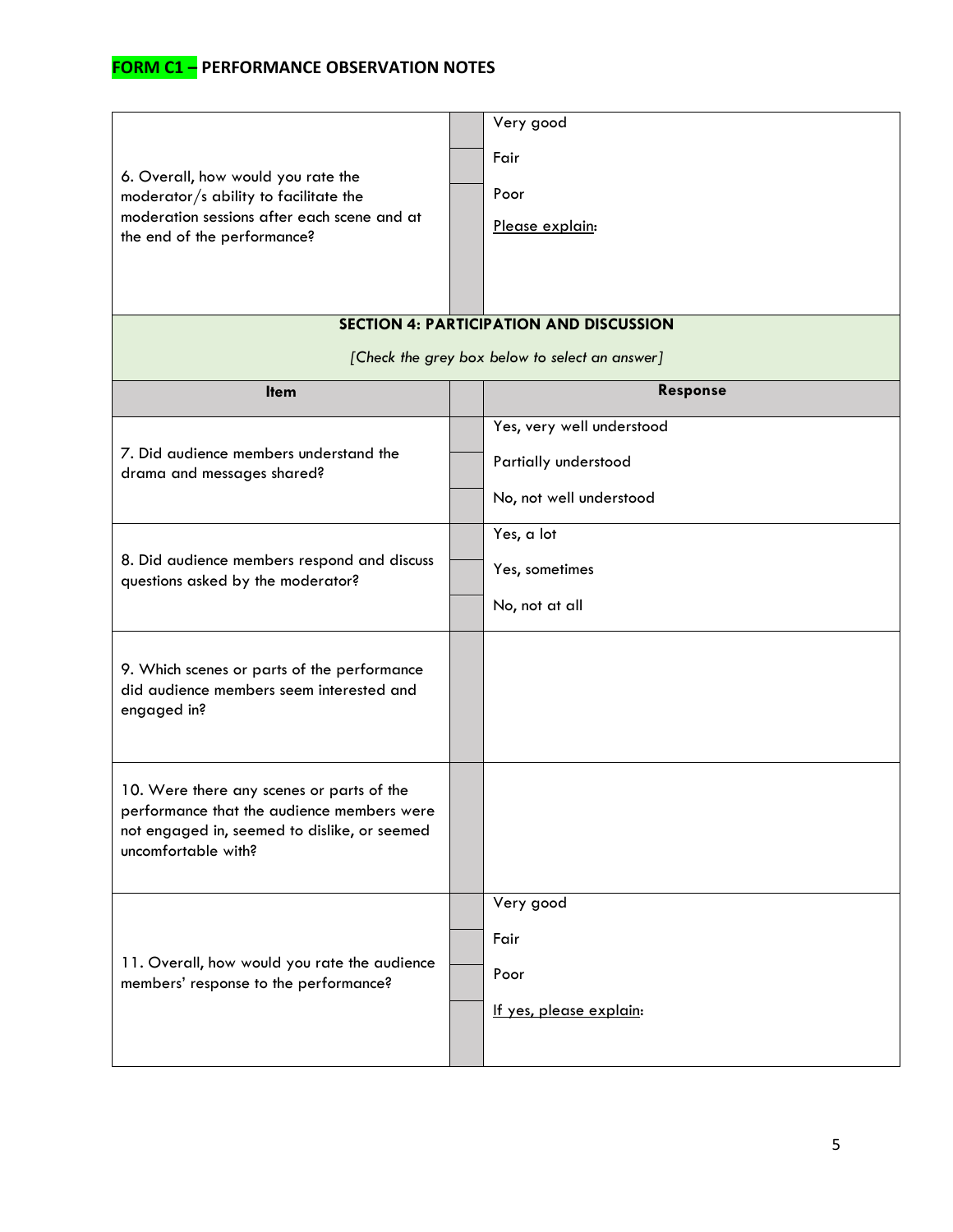## FORM C1 – PERFORMANCE OBSERVATION NOTES

| | | |
|---|---|---|
| 6. Overall, how would you rate the moderator/s ability to facilitate the moderation sessions after each scene and at the end of the performance? | | Very good |
| | | Fair |
| | | Poor |
| | | Please explain: |

**SECTION 4: PARTICIPATION AND DISCUSSION**

*[Check the grey box below to select an answer]*

| Item | | Response |
|---|---|---|
| 7. Did audience members understand the drama and messages shared? | | Yes, very well understood |
| | | Partially understood |
| | | No, not well understood |
| 8. Did audience members respond and discuss questions asked by the moderator? | | Yes, a lot |
| | | Yes, sometimes |
| | | No, not at all |
| 9. Which scenes or parts of the performance did audience members seem interested and engaged in? | | |
| 10. Were there any scenes or parts of the performance that the audience members were not engaged in, seemed to dislike, or seemed uncomfortable with? | | |
| 11. Overall, how would you rate the audience members' response to the performance? | | Very good |
| | | Fair |
| | | Poor |
| | | If yes, please explain: |